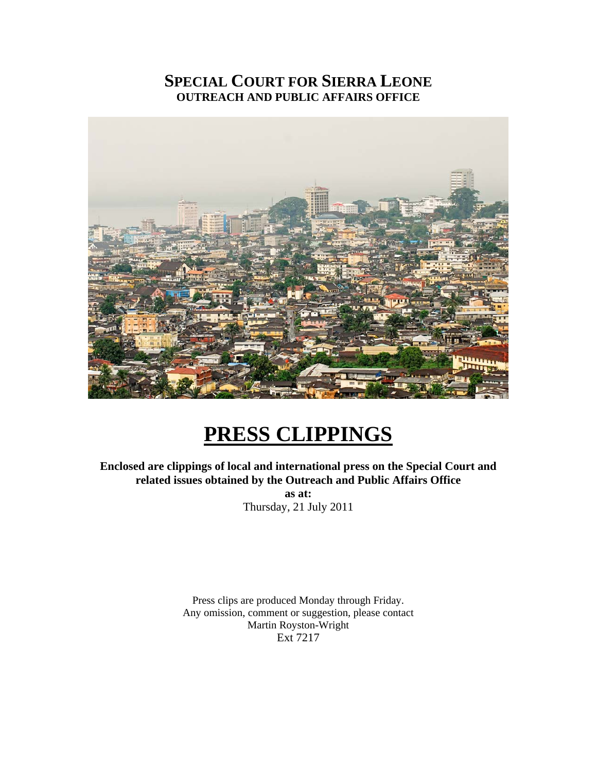# SPECIAL COURT FOR SIERRA LEONE
## OUTREACH AND PUBLIC AFFAIRS OFFICE

# PRESS CLIPPINGS

**Enclosed are clippings of local and international press on the Special Court and related issues obtained by the Outreach and Public Affairs Office**

**as at:**

Thursday, 21 July 2011

Press clips are produced Monday through Friday.
Any omission, comment or suggestion, please contact
Martin Royston-Wright
Ext 7217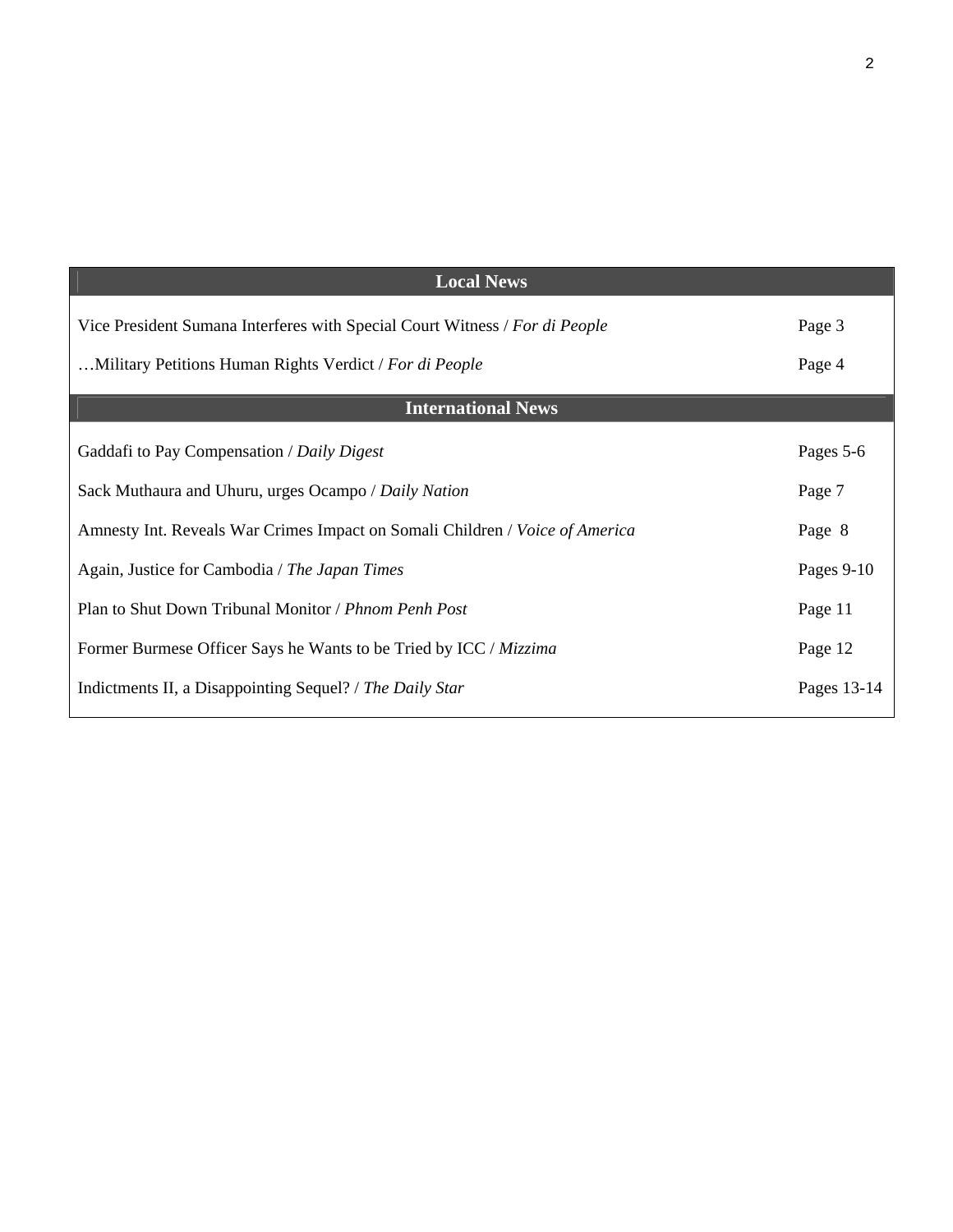| Local News | |
|---|---|
| Vice President Sumana Interferes with Special Court Witness / *For di People* | Page 3 |
| …Military Petitions Human Rights Verdict / *For di People* | Page 4 |
| **International News** | |
| Gaddafi to Pay Compensation / *Daily Digest* | Pages 5-6 |
| Sack Muthaura and Uhuru, urges Ocampo / *Daily Nation* | Page 7 |
| Amnesty Int. Reveals War Crimes Impact on Somali Children / *Voice of America* | Page 8 |
| Again, Justice for Cambodia / *The Japan Times* | Pages 9-10 |
| Plan to Shut Down Tribunal Monitor / *Phnom Penh Post* | Page 11 |
| Former Burmese Officer Says he Wants to be Tried by ICC / *Mizzima* | Page 12 |
| Indictments II, a Disappointing Sequel? / *The Daily Star* | Pages 13-14 |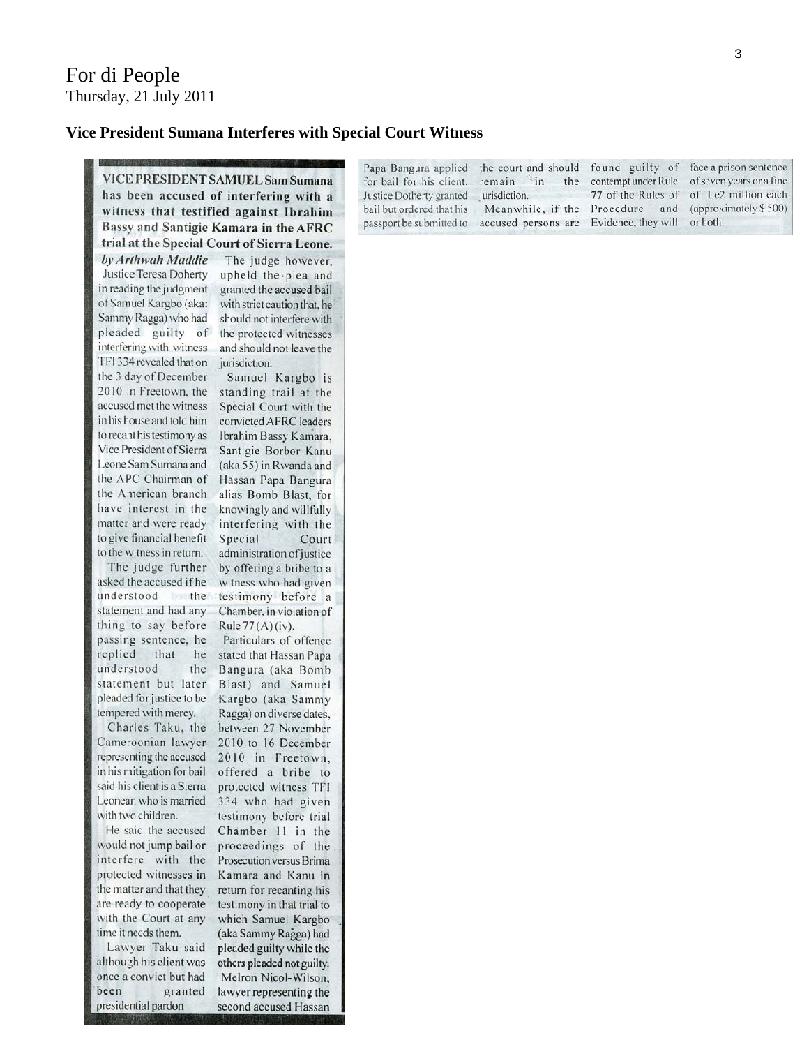For di People
Thursday, 21 July 2011

## Vice President Sumana Interferes with Special Court Witness

**VICE PRESIDENT SAMUEL Sam Sumana has been accused of interfering with a witness that testified against Ibrahim Bassy and Santigie Kamara in the AFRC trial at the Special Court of Sierra Leone.**

*by Arthwah Maddie*

Justice Teresa Doherty in reading the judgment of Samuel Kargbo (aka: Sammy Ragga) who had pleaded guilty of interfering with witness TFI 334 revealed that on the 3 day of December 2010 in Freetown, the accused met the witness in his house and told him to recant his testimony as Vice President of Sierra Leone Sam Sumana and the APC Chairman of the American branch have interest in the matter and were ready to give financial benefit to the witness in return.

The judge further asked the accused if he understood the statement and had any thing to say before passing sentence, he replied that he understood the statement but later pleaded for justice to be tempered with mercy.

Charles Taku, the Cameroonian lawyer representing the accused in his mitigation for bail said his client is a Sierra Leonean who is married with two children.

He said the accused would not jump bail or interfere with the protected witnesses in the matter and that they are ready to cooperate with the Court at any time it needs them.

Lawyer Taku said although his client was once a convict but had been granted presidential pardon

The judge however, upheld the plea and granted the accused bail with strict caution that, he should not interfere with the protected witnesses and should not leave the jurisdiction.

Samuel Kargbo is standing trail at the Special Court with the convicted AFRC leaders Ibrahim Bassy Kamara, Santigie Borbor Kanu (aka 55) in Rwanda and Hassan Papa Bangura alias Bomb Blast, for knowingly and willfully interfering with the Special Court administration of justice by offering a bribe to a witness who had given testimony before a Chamber, in violation of Rule 77 (A) (iv).

Particulars of offence stated that Hassan Papa Bangura (aka Bomb Blast) and Samuel Kargbo (aka Sammy Ragga) on diverse dates, between 27 November 2010 to 16 December 2010 in Freetown, offered a bribe to protected witness TFI 334 who had given testimony before trial Chamber 11 in the proceedings of the Prosecution versus Brima Kamara and Kanu in return for recanting his testimony in that trial to which Samuel Kargbo (aka Sammy Ragga) had pleaded guilty while the others pleaded not guilty.

Melron Nicol-Wilson, lawyer representing the second accused Hassan Papa Bangura applied for bail for his client. Justice Dotherty granted bail but ordered that his passport be submitted to the court and should remain in the jurisdiction.

Meanwhile, if the accused persons are found guilty of contempt under Rule 77 of the Rules of Procedure and Evidence, they will face a prison sentence of seven years or a fine of Le2 million each (approximately $ 500) or both.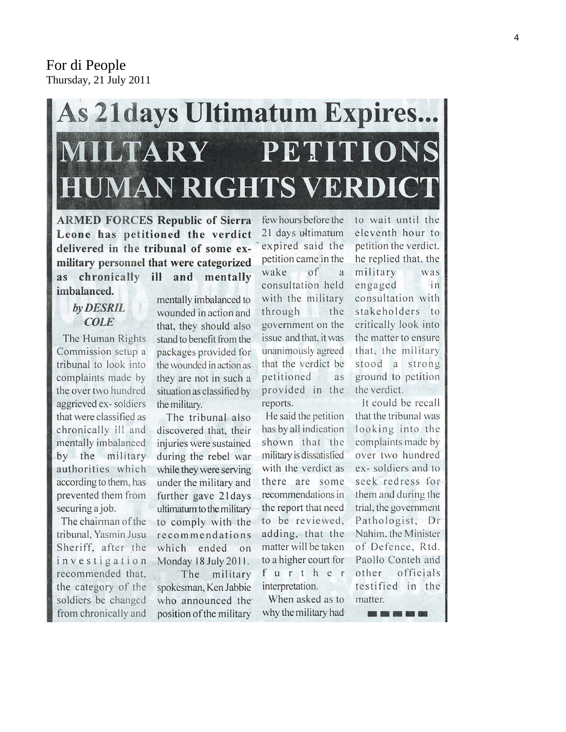For di People
Thursday, 21 July 2011

# As 21days Ultimatum Expires...

# MILTARY PETITIONS HUMAN RIGHTS VERDICT

**ARMED FORCES Republic of Sierra Leone has petitioned the verdict delivered in the tribunal of some ex-military personnel that were categorized as chronically ill and mentally imbalanced.**

*by DESRIL COLE*

The Human Rights Commission setup a tribunal to look into complaints made by the over two hundred aggrieved ex- soldiers that were classified as chronically ill and mentally imbalanced by the military authorities which according to them, has prevented them from securing a job.

The chairman of the tribunal, Yasmin Jusu Sheriff, after the investigation recommended that, the category of the soldiers be changed from chronically and mentally imbalanced to wounded in action and that, they should also stand to benefit from the packages provided for the wounded in action as they are not in such a situation as classified by the military.

The tribunal also discovered that, their injuries were sustained during the rebel war while they were serving under the military and further gave 21days ultimatum to the military to comply with the recommendations which ended on Monday 18 July 2011.

The military spokesman, Ken Jabbie who announced the position of the military few hours before the 21 days ultimatum expired said the petition came in the wake of a consultation held with the military through the government on the issue and that, it was unanimously agreed that the verdict be petitioned as provided in the reports.

He said the petition has by all indication shown that the military is dissatisfied with the verdict as there are some recommendations in the report that need to be reviewed, adding, that the matter will be taken to a higher court for further interpretation.

When asked as to why the military had to wait until the eleventh hour to petition the verdict, he replied that, the military was engaged in consultation with stakeholders to critically look into the matter to ensure that, the military stood a strong ground to petition the verdict.

It could be recall that the tribunal was looking into the complaints made by over two hundred ex- soldiers and to seek redress for them and during the trial, the government Pathologist, Dr Nahim, the Minister of Defence, Rtd. Paollo Conteh and other officials testified in the matter.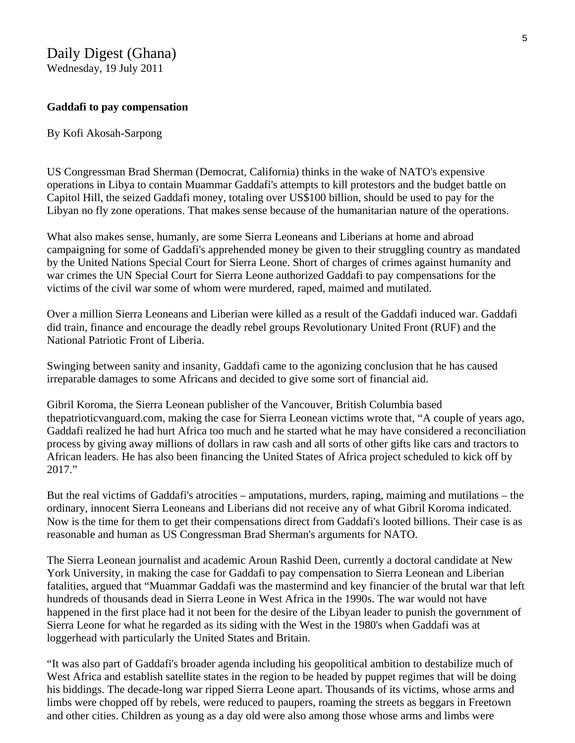Daily Digest (Ghana)
Wednesday, 19 July 2011

**Gaddafi to pay compensation**

By Kofi Akosah-Sarpong

US Congressman Brad Sherman (Democrat, California) thinks in the wake of NATO's expensive operations in Libya to contain Muammar Gaddafi's attempts to kill protestors and the budget battle on Capitol Hill, the seized Gaddafi money, totaling over US$100 billion, should be used to pay for the Libyan no fly zone operations. That makes sense because of the humanitarian nature of the operations.

What also makes sense, humanly, are some Sierra Leoneans and Liberians at home and abroad campaigning for some of Gaddafi's apprehended money be given to their struggling country as mandated by the United Nations Special Court for Sierra Leone. Short of charges of crimes against humanity and war crimes the UN Special Court for Sierra Leone authorized Gaddafi to pay compensations for the victims of the civil war some of whom were murdered, raped, maimed and mutilated.

Over a million Sierra Leoneans and Liberian were killed as a result of the Gaddafi induced war. Gaddafi did train, finance and encourage the deadly rebel groups Revolutionary United Front (RUF) and the National Patriotic Front of Liberia.

Swinging between sanity and insanity, Gaddafi came to the agonizing conclusion that he has caused irreparable damages to some Africans and decided to give some sort of financial aid.

Gibril Koroma, the Sierra Leonean publisher of the Vancouver, British Columbia based thepatrioticvanguard.com, making the case for Sierra Leonean victims wrote that, "A couple of years ago, Gaddafi realized he had hurt Africa too much and he started what he may have considered a reconciliation process by giving away millions of dollars in raw cash and all sorts of other gifts like cars and tractors to African leaders. He has also been financing the United States of Africa project scheduled to kick off by 2017."

But the real victims of Gaddafi's atrocities – amputations, murders, raping, maiming and mutilations – the ordinary, innocent Sierra Leoneans and Liberians did not receive any of what Gibril Koroma indicated. Now is the time for them to get their compensations direct from Gaddafi's looted billions. Their case is as reasonable and human as US Congressman Brad Sherman's arguments for NATO.

The Sierra Leonean journalist and academic Aroun Rashid Deen, currently a doctoral candidate at New York University, in making the case for Gaddafi to pay compensation to Sierra Leonean and Liberian fatalities, argued that "Muammar Gaddafi was the mastermind and key financier of the brutal war that left hundreds of thousands dead in Sierra Leone in West Africa in the 1990s. The war would not have happened in the first place had it not been for the desire of the Libyan leader to punish the government of Sierra Leone for what he regarded as its siding with the West in the 1980's when Gaddafi was at loggerhead with particularly the United States and Britain.

"It was also part of Gaddafi's broader agenda including his geopolitical ambition to destabilize much of West Africa and establish satellite states in the region to be headed by puppet regimes that will be doing his biddings. The decade-long war ripped Sierra Leone apart. Thousands of its victims, whose arms and limbs were chopped off by rebels, were reduced to paupers, roaming the streets as beggars in Freetown and other cities. Children as young as a day old were also among those whose arms and limbs were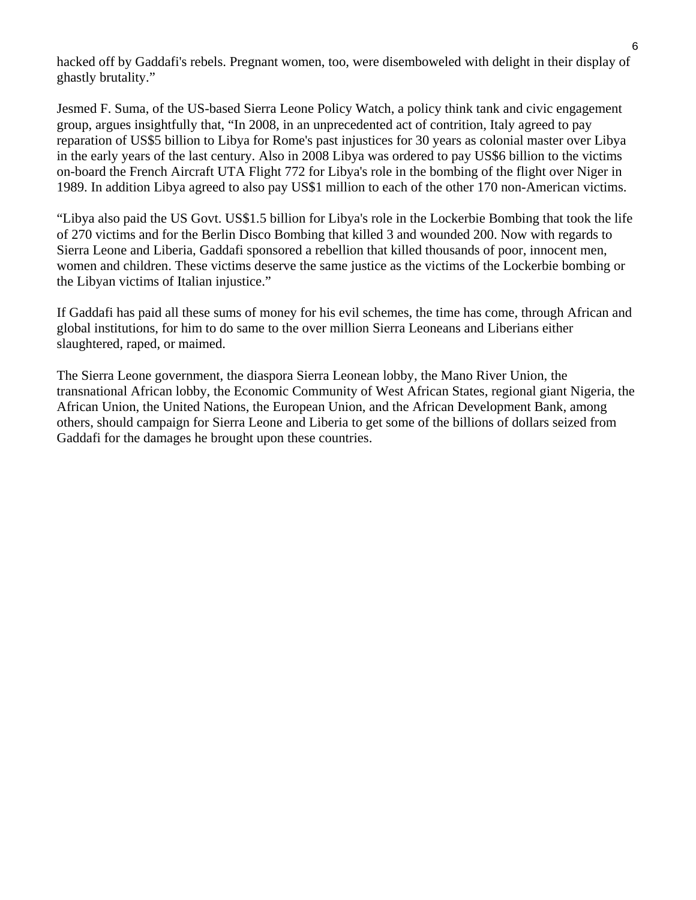hacked off by Gaddafi's rebels. Pregnant women, too, were disemboweled with delight in their display of ghastly brutality."

Jesmed F. Suma, of the US-based Sierra Leone Policy Watch, a policy think tank and civic engagement group, argues insightfully that, "In 2008, in an unprecedented act of contrition, Italy agreed to pay reparation of US$5 billion to Libya for Rome's past injustices for 30 years as colonial master over Libya in the early years of the last century. Also in 2008 Libya was ordered to pay US$6 billion to the victims on-board the French Aircraft UTA Flight 772 for Libya's role in the bombing of the flight over Niger in 1989. In addition Libya agreed to also pay US$1 million to each of the other 170 non-American victims.

"Libya also paid the US Govt. US$1.5 billion for Libya's role in the Lockerbie Bombing that took the life of 270 victims and for the Berlin Disco Bombing that killed 3 and wounded 200. Now with regards to Sierra Leone and Liberia, Gaddafi sponsored a rebellion that killed thousands of poor, innocent men, women and children. These victims deserve the same justice as the victims of the Lockerbie bombing or the Libyan victims of Italian injustice."

If Gaddafi has paid all these sums of money for his evil schemes, the time has come, through African and global institutions, for him to do same to the over million Sierra Leoneans and Liberians either slaughtered, raped, or maimed.

The Sierra Leone government, the diaspora Sierra Leonean lobby, the Mano River Union, the transnational African lobby, the Economic Community of West African States, regional giant Nigeria, the African Union, the United Nations, the European Union, and the African Development Bank, among others, should campaign for Sierra Leone and Liberia to get some of the billions of dollars seized from Gaddafi for the damages he brought upon these countries.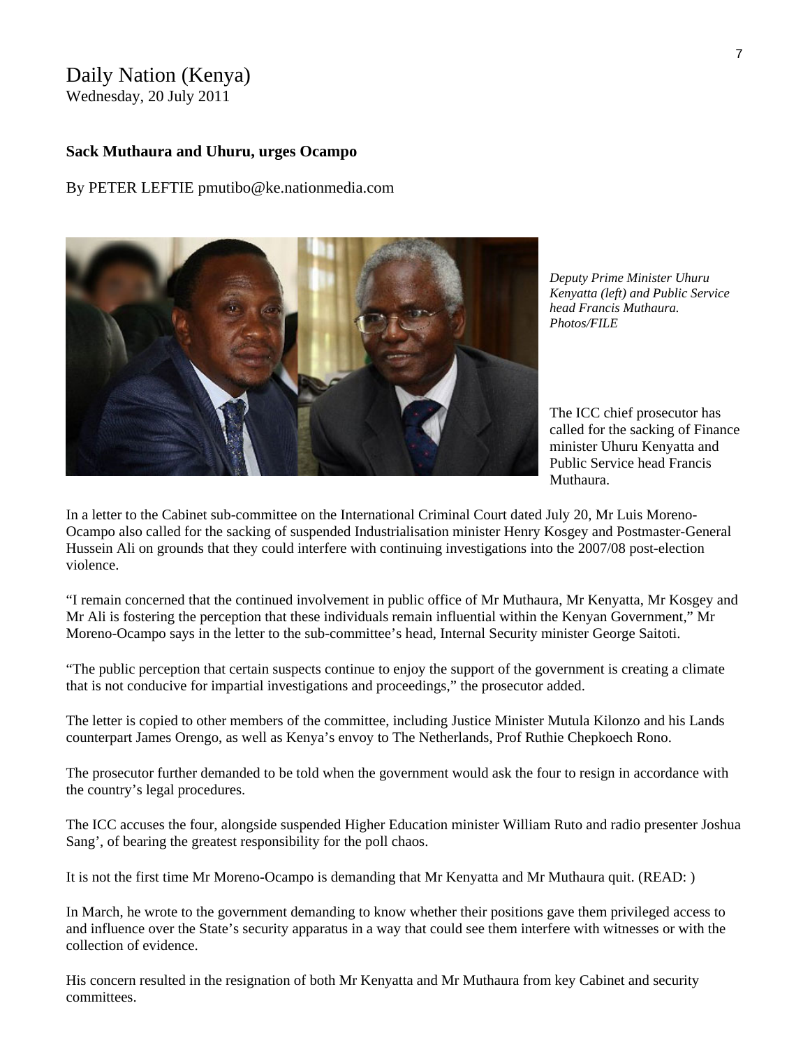Daily Nation (Kenya)
Wednesday, 20 July 2011

**Sack Muthaura and Uhuru, urges Ocampo**

By PETER LEFTIE pmutibo@ke.nationmedia.com

*Deputy Prime Minister Uhuru Kenyatta (left) and Public Service head Francis Muthaura. Photos/FILE*

The ICC chief prosecutor has called for the sacking of Finance minister Uhuru Kenyatta and Public Service head Francis Muthaura.

In a letter to the Cabinet sub-committee on the International Criminal Court dated July 20, Mr Luis Moreno-Ocampo also called for the sacking of suspended Industrialisation minister Henry Kosgey and Postmaster-General Hussein Ali on grounds that they could interfere with continuing investigations into the 2007/08 post-election violence.

"I remain concerned that the continued involvement in public office of Mr Muthaura, Mr Kenyatta, Mr Kosgey and Mr Ali is fostering the perception that these individuals remain influential within the Kenyan Government," Mr Moreno-Ocampo says in the letter to the sub-committee's head, Internal Security minister George Saitoti.

"The public perception that certain suspects continue to enjoy the support of the government is creating a climate that is not conducive for impartial investigations and proceedings," the prosecutor added.

The letter is copied to other members of the committee, including Justice Minister Mutula Kilonzo and his Lands counterpart James Orengo, as well as Kenya's envoy to The Netherlands, Prof Ruthie Chepkoech Rono.

The prosecutor further demanded to be told when the government would ask the four to resign in accordance with the country's legal procedures.

The ICC accuses the four, alongside suspended Higher Education minister William Ruto and radio presenter Joshua Sang', of bearing the greatest responsibility for the poll chaos.

It is not the first time Mr Moreno-Ocampo is demanding that Mr Kenyatta and Mr Muthaura quit. (READ: )

In March, he wrote to the government demanding to know whether their positions gave them privileged access to and influence over the State's security apparatus in a way that could see them interfere with witnesses or with the collection of evidence.

His concern resulted in the resignation of both Mr Kenyatta and Mr Muthaura from key Cabinet and security committees.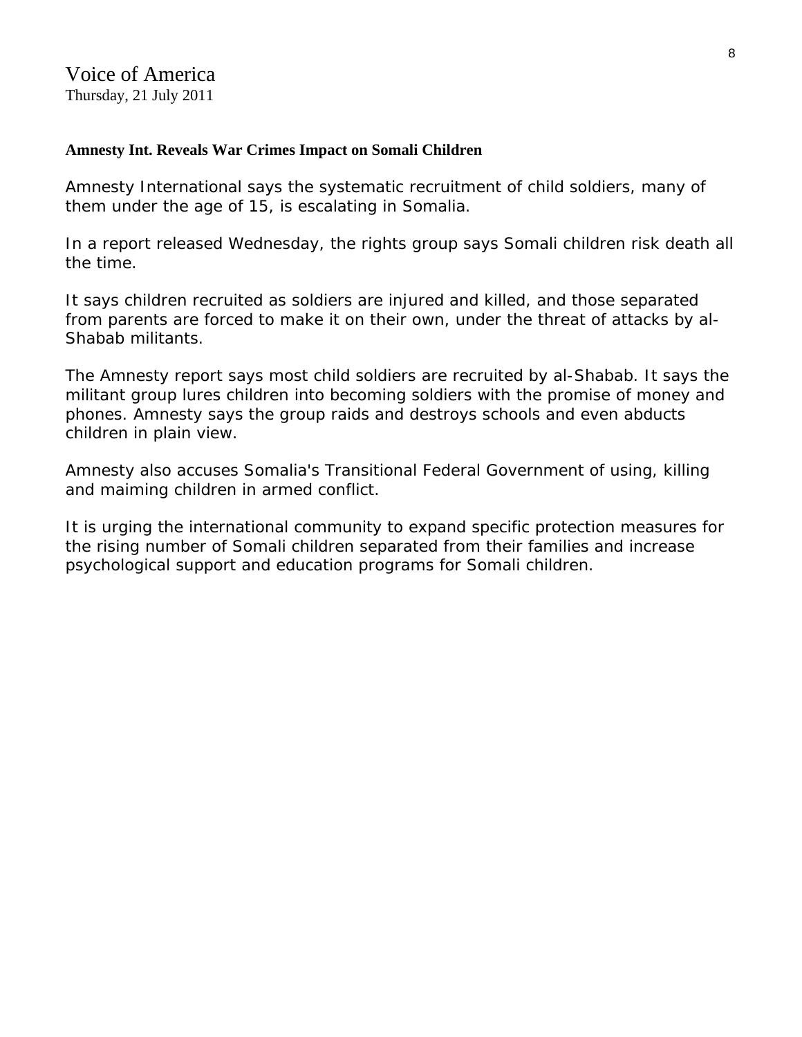Voice of America
Thursday, 21 July 2011

**Amnesty Int. Reveals War Crimes Impact on Somali Children**

Amnesty International says the systematic recruitment of child soldiers, many of them under the age of 15, is escalating in Somalia.

In a report released Wednesday, the rights group says Somali children risk death all the time.

It says children recruited as soldiers are injured and killed, and those separated from parents are forced to make it on their own, under the threat of attacks by al-Shabab militants.

The Amnesty report says most child soldiers are recruited by al-Shabab. It says the militant group lures children into becoming soldiers with the promise of money and phones. Amnesty says the group raids and destroys schools and even abducts children in plain view.

Amnesty also accuses Somalia's Transitional Federal Government of using, killing and maiming children in armed conflict.

It is urging the international community to expand specific protection measures for the rising number of Somali children separated from their families and increase psychological support and education programs for Somali children.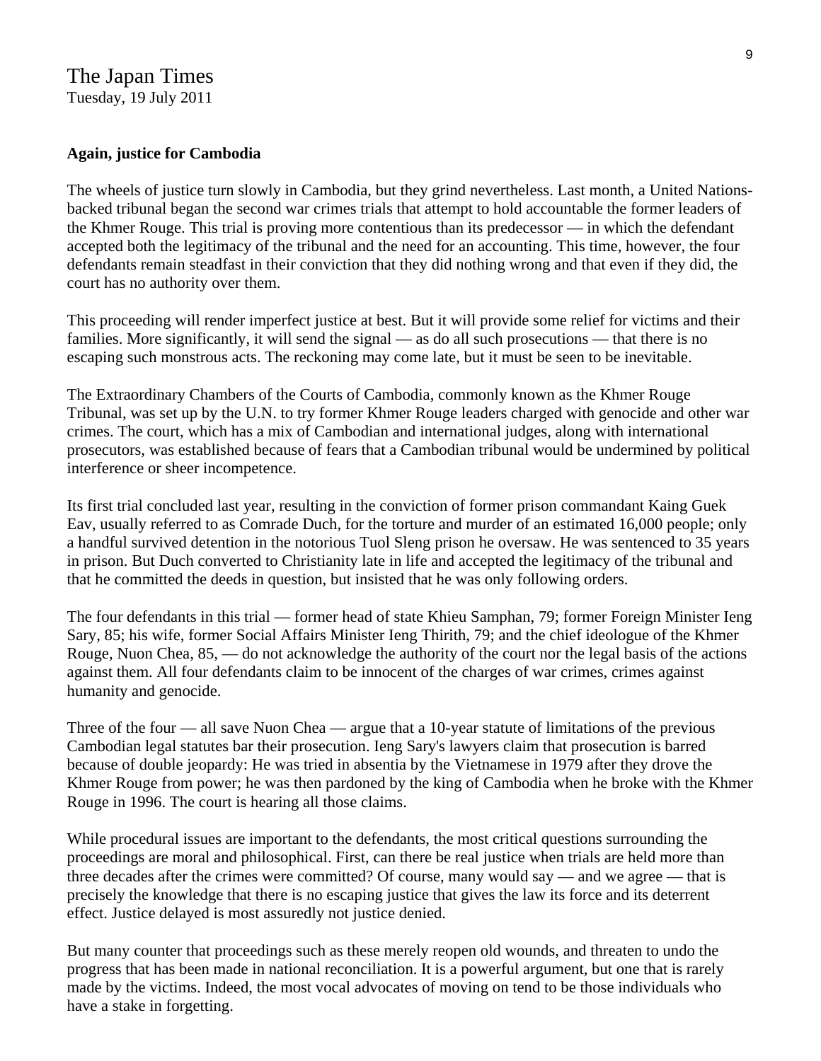The Japan Times
Tuesday, 19 July 2011

**Again, justice for Cambodia**

The wheels of justice turn slowly in Cambodia, but they grind nevertheless. Last month, a United Nations-backed tribunal began the second war crimes trials that attempt to hold accountable the former leaders of the Khmer Rouge. This trial is proving more contentious than its predecessor — in which the defendant accepted both the legitimacy of the tribunal and the need for an accounting. This time, however, the four defendants remain steadfast in their conviction that they did nothing wrong and that even if they did, the court has no authority over them.

This proceeding will render imperfect justice at best. But it will provide some relief for victims and their families. More significantly, it will send the signal — as do all such prosecutions — that there is no escaping such monstrous acts. The reckoning may come late, but it must be seen to be inevitable.

The Extraordinary Chambers of the Courts of Cambodia, commonly known as the Khmer Rouge Tribunal, was set up by the U.N. to try former Khmer Rouge leaders charged with genocide and other war crimes. The court, which has a mix of Cambodian and international judges, along with international prosecutors, was established because of fears that a Cambodian tribunal would be undermined by political interference or sheer incompetence.

Its first trial concluded last year, resulting in the conviction of former prison commandant Kaing Guek Eav, usually referred to as Comrade Duch, for the torture and murder of an estimated 16,000 people; only a handful survived detention in the notorious Tuol Sleng prison he oversaw. He was sentenced to 35 years in prison. But Duch converted to Christianity late in life and accepted the legitimacy of the tribunal and that he committed the deeds in question, but insisted that he was only following orders.

The four defendants in this trial — former head of state Khieu Samphan, 79; former Foreign Minister Ieng Sary, 85; his wife, former Social Affairs Minister Ieng Thirith, 79; and the chief ideologue of the Khmer Rouge, Nuon Chea, 85, — do not acknowledge the authority of the court nor the legal basis of the actions against them. All four defendants claim to be innocent of the charges of war crimes, crimes against humanity and genocide.

Three of the four — all save Nuon Chea — argue that a 10-year statute of limitations of the previous Cambodian legal statutes bar their prosecution. Ieng Sary's lawyers claim that prosecution is barred because of double jeopardy: He was tried in absentia by the Vietnamese in 1979 after they drove the Khmer Rouge from power; he was then pardoned by the king of Cambodia when he broke with the Khmer Rouge in 1996. The court is hearing all those claims.

While procedural issues are important to the defendants, the most critical questions surrounding the proceedings are moral and philosophical. First, can there be real justice when trials are held more than three decades after the crimes were committed? Of course, many would say — and we agree — that is precisely the knowledge that there is no escaping justice that gives the law its force and its deterrent effect. Justice delayed is most assuredly not justice denied.

But many counter that proceedings such as these merely reopen old wounds, and threaten to undo the progress that has been made in national reconciliation. It is a powerful argument, but one that is rarely made by the victims. Indeed, the most vocal advocates of moving on tend to be those individuals who have a stake in forgetting.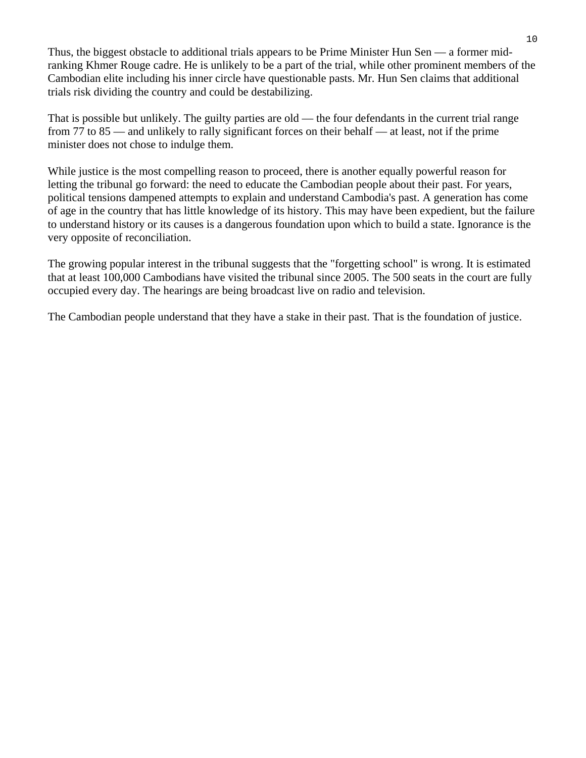Thus, the biggest obstacle to additional trials appears to be Prime Minister Hun Sen — a former mid-ranking Khmer Rouge cadre. He is unlikely to be a part of the trial, while other prominent members of the Cambodian elite including his inner circle have questionable pasts. Mr. Hun Sen claims that additional trials risk dividing the country and could be destabilizing.

That is possible but unlikely. The guilty parties are old — the four defendants in the current trial range from 77 to 85 — and unlikely to rally significant forces on their behalf — at least, not if the prime minister does not chose to indulge them.

While justice is the most compelling reason to proceed, there is another equally powerful reason for letting the tribunal go forward: the need to educate the Cambodian people about their past. For years, political tensions dampened attempts to explain and understand Cambodia's past. A generation has come of age in the country that has little knowledge of its history. This may have been expedient, but the failure to understand history or its causes is a dangerous foundation upon which to build a state. Ignorance is the very opposite of reconciliation.

The growing popular interest in the tribunal suggests that the "forgetting school" is wrong. It is estimated that at least 100,000 Cambodians have visited the tribunal since 2005. The 500 seats in the court are fully occupied every day. The hearings are being broadcast live on radio and television.

The Cambodian people understand that they have a stake in their past. That is the foundation of justice.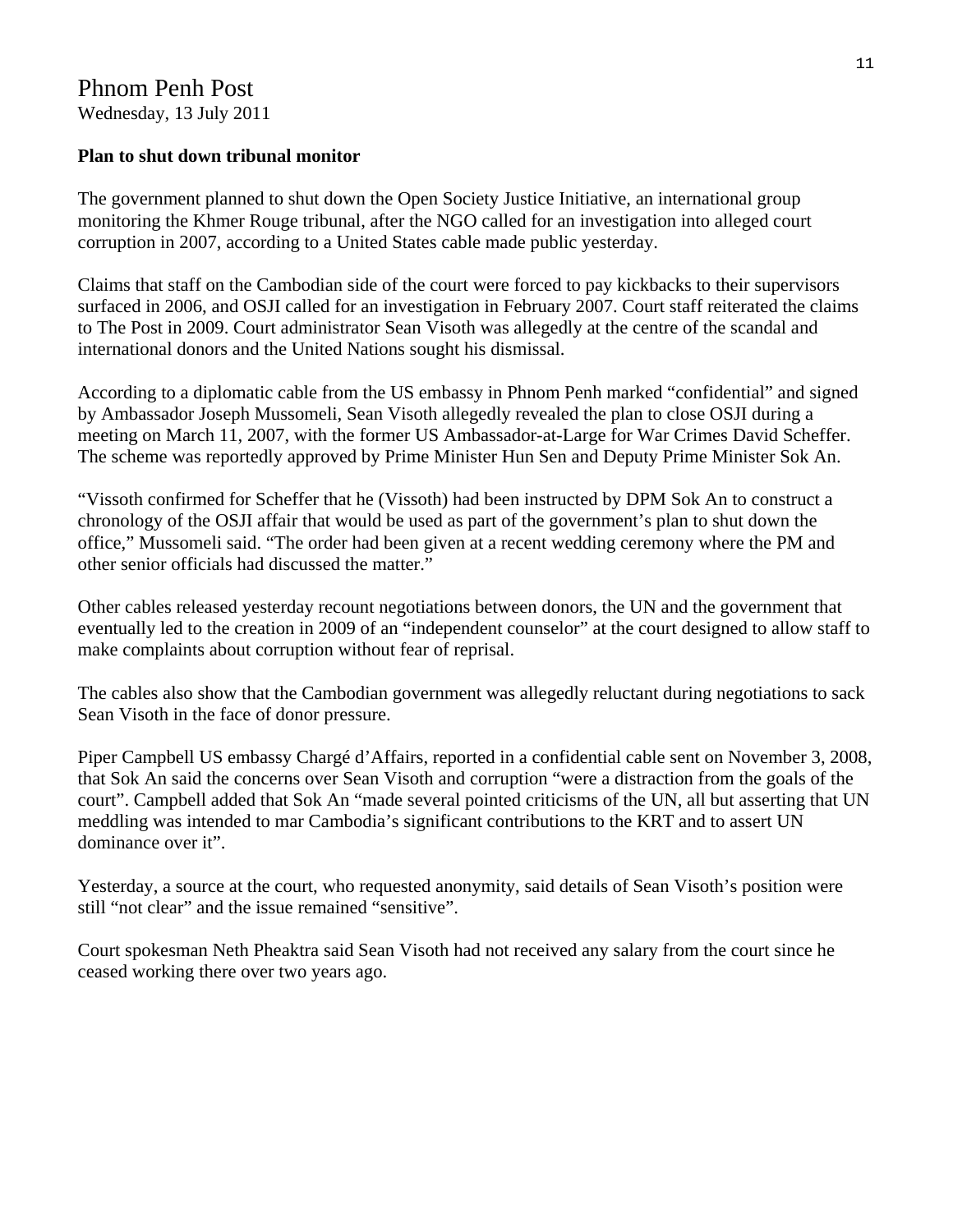Phnom Penh Post
Wednesday, 13 July 2011

**Plan to shut down tribunal monitor**

The government planned to shut down the Open Society Justice Initiative, an international group monitoring the Khmer Rouge tribunal, after the NGO called for an investigation into alleged court corruption in 2007, according to a United States cable made public yesterday.

Claims that staff on the Cambodian side of the court were forced to pay kickbacks to their supervisors surfaced in 2006, and OSJI called for an investigation in February 2007. Court staff reiterated the claims to The Post in 2009. Court administrator Sean Visoth was allegedly at the centre of the scandal and international donors and the United Nations sought his dismissal.

According to a diplomatic cable from the US embassy in Phnom Penh marked "confidential" and signed by Ambassador Joseph Mussomeli, Sean Visoth allegedly revealed the plan to close OSJI during a meeting on March 11, 2007, with the former US Ambassador-at-Large for War Crimes David Scheffer. The scheme was reportedly approved by Prime Minister Hun Sen and Deputy Prime Minister Sok An.

"Vissoth confirmed for Scheffer that he (Vissoth) had been instructed by DPM Sok An to construct a chronology of the OSJI affair that would be used as part of the government's plan to shut down the office," Mussomeli said. "The order had been given at a recent wedding ceremony where the PM and other senior officials had discussed the matter."

Other cables released yesterday recount negotiations between donors, the UN and the government that eventually led to the creation in 2009 of an "independent counselor" at the court designed to allow staff to make complaints about corruption without fear of reprisal.

The cables also show that the Cambodian government was allegedly reluctant during negotiations to sack Sean Visoth in the face of donor pressure.

Piper Campbell US embassy Chargé d'Affairs, reported in a confidential cable sent on November 3, 2008, that Sok An said the concerns over Sean Visoth and corruption "were a distraction from the goals of the court". Campbell added that Sok An "made several pointed criticisms of the UN, all but asserting that UN meddling was intended to mar Cambodia's significant contributions to the KRT and to assert UN dominance over it".

Yesterday, a source at the court, who requested anonymity, said details of Sean Visoth's position were still "not clear" and the issue remained "sensitive".

Court spokesman Neth Pheaktra said Sean Visoth had not received any salary from the court since he ceased working there over two years ago.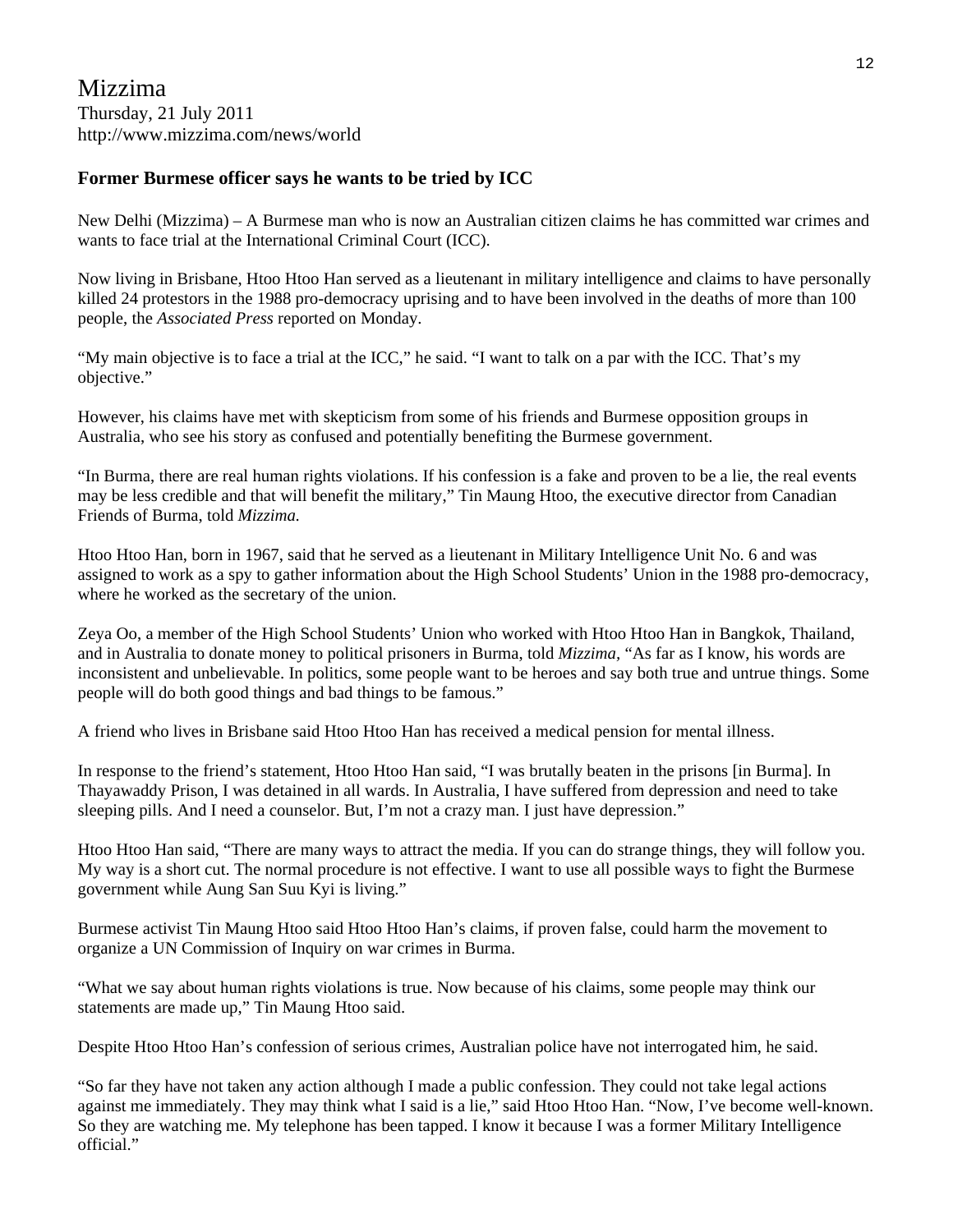# Mizzima

Thursday, 21 July 2011
http://www.mizzima.com/news/world

**Former Burmese officer says he wants to be tried by ICC**

New Delhi (Mizzima) – A Burmese man who is now an Australian citizen claims he has committed war crimes and wants to face trial at the International Criminal Court (ICC).

Now living in Brisbane, Htoo Htoo Han served as a lieutenant in military intelligence and claims to have personally killed 24 protestors in the 1988 pro-democracy uprising and to have been involved in the deaths of more than 100 people, the *Associated Press* reported on Monday.

"My main objective is to face a trial at the ICC," he said. "I want to talk on a par with the ICC. That's my objective."

However, his claims have met with skepticism from some of his friends and Burmese opposition groups in Australia, who see his story as confused and potentially benefiting the Burmese government.

"In Burma, there are real human rights violations. If his confession is a fake and proven to be a lie, the real events may be less credible and that will benefit the military," Tin Maung Htoo, the executive director from Canadian Friends of Burma, told *Mizzima.*

Htoo Htoo Han, born in 1967, said that he served as a lieutenant in Military Intelligence Unit No. 6 and was assigned to work as a spy to gather information about the High School Students' Union in the 1988 pro-democracy, where he worked as the secretary of the union.

Zeya Oo, a member of the High School Students' Union who worked with Htoo Htoo Han in Bangkok, Thailand, and in Australia to donate money to political prisoners in Burma, told *Mizzima*, "As far as I know, his words are inconsistent and unbelievable. In politics, some people want to be heroes and say both true and untrue things. Some people will do both good things and bad things to be famous."

A friend who lives in Brisbane said Htoo Htoo Han has received a medical pension for mental illness.

In response to the friend's statement, Htoo Htoo Han said, "I was brutally beaten in the prisons [in Burma]. In Thayawaddy Prison, I was detained in all wards. In Australia, I have suffered from depression and need to take sleeping pills. And I need a counselor. But, I'm not a crazy man. I just have depression."

Htoo Htoo Han said, "There are many ways to attract the media. If you can do strange things, they will follow you. My way is a short cut. The normal procedure is not effective. I want to use all possible ways to fight the Burmese government while Aung San Suu Kyi is living."

Burmese activist Tin Maung Htoo said Htoo Htoo Han's claims, if proven false, could harm the movement to organize a UN Commission of Inquiry on war crimes in Burma.

"What we say about human rights violations is true. Now because of his claims, some people may think our statements are made up," Tin Maung Htoo said.

Despite Htoo Htoo Han's confession of serious crimes, Australian police have not interrogated him, he said.

"So far they have not taken any action although I made a public confession. They could not take legal actions against me immediately. They may think what I said is a lie," said Htoo Htoo Han. "Now, I've become well-known. So they are watching me. My telephone has been tapped. I know it because I was a former Military Intelligence official."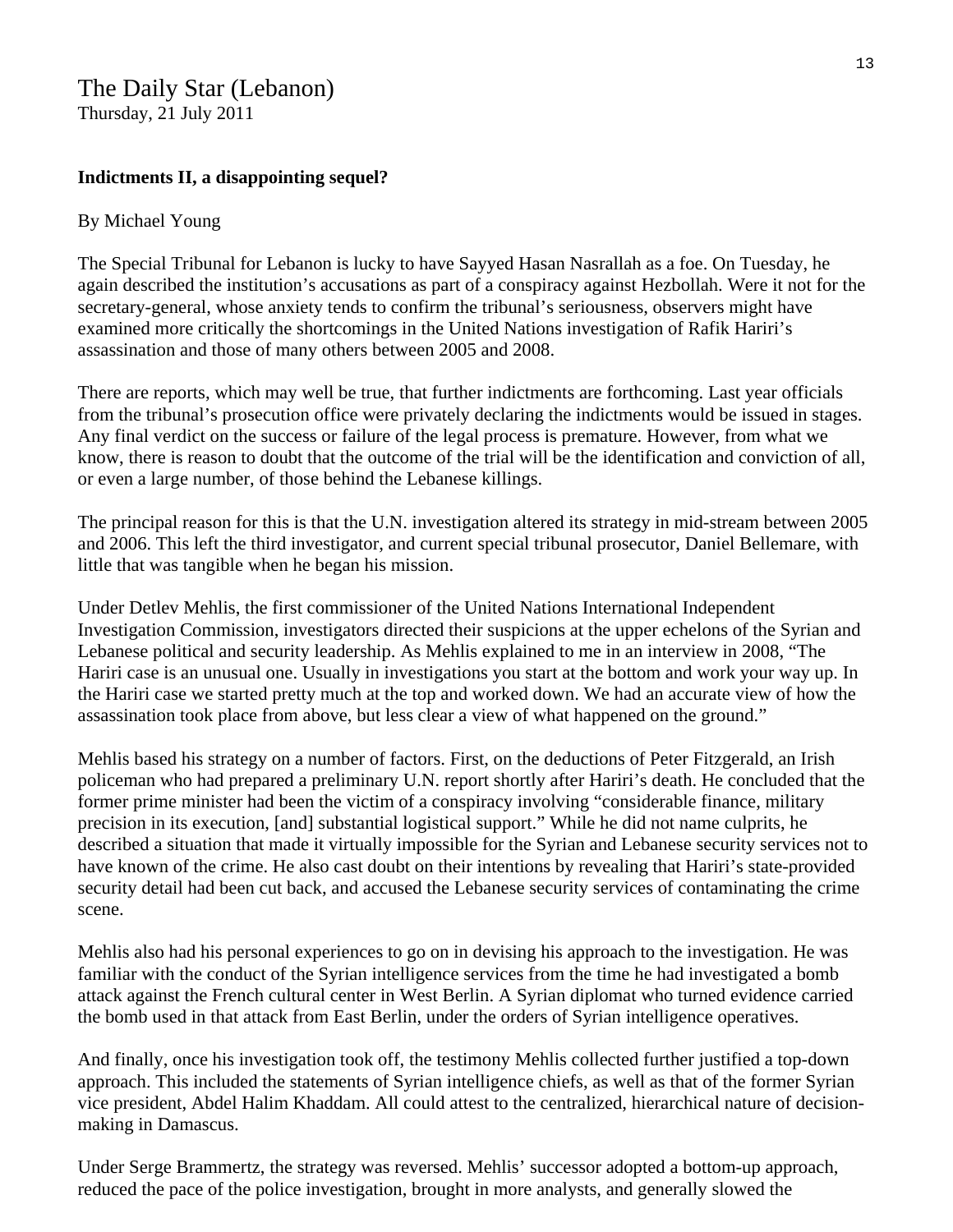# The Daily Star (Lebanon)

Thursday, 21 July 2011

**Indictments II, a disappointing sequel?**

By Michael Young

The Special Tribunal for Lebanon is lucky to have Sayyed Hasan Nasrallah as a foe. On Tuesday, he again described the institution's accusations as part of a conspiracy against Hezbollah. Were it not for the secretary-general, whose anxiety tends to confirm the tribunal's seriousness, observers might have examined more critically the shortcomings in the United Nations investigation of Rafik Hariri's assassination and those of many others between 2005 and 2008.

There are reports, which may well be true, that further indictments are forthcoming. Last year officials from the tribunal's prosecution office were privately declaring the indictments would be issued in stages. Any final verdict on the success or failure of the legal process is premature. However, from what we know, there is reason to doubt that the outcome of the trial will be the identification and conviction of all, or even a large number, of those behind the Lebanese killings.

The principal reason for this is that the U.N. investigation altered its strategy in mid-stream between 2005 and 2006. This left the third investigator, and current special tribunal prosecutor, Daniel Bellemare, with little that was tangible when he began his mission.

Under Detlev Mehlis, the first commissioner of the United Nations International Independent Investigation Commission, investigators directed their suspicions at the upper echelons of the Syrian and Lebanese political and security leadership. As Mehlis explained to me in an interview in 2008, "The Hariri case is an unusual one. Usually in investigations you start at the bottom and work your way up. In the Hariri case we started pretty much at the top and worked down. We had an accurate view of how the assassination took place from above, but less clear a view of what happened on the ground."

Mehlis based his strategy on a number of factors. First, on the deductions of Peter Fitzgerald, an Irish policeman who had prepared a preliminary U.N. report shortly after Hariri's death. He concluded that the former prime minister had been the victim of a conspiracy involving "considerable finance, military precision in its execution, [and] substantial logistical support." While he did not name culprits, he described a situation that made it virtually impossible for the Syrian and Lebanese security services not to have known of the crime. He also cast doubt on their intentions by revealing that Hariri's state-provided security detail had been cut back, and accused the Lebanese security services of contaminating the crime scene.

Mehlis also had his personal experiences to go on in devising his approach to the investigation. He was familiar with the conduct of the Syrian intelligence services from the time he had investigated a bomb attack against the French cultural center in West Berlin. A Syrian diplomat who turned evidence carried the bomb used in that attack from East Berlin, under the orders of Syrian intelligence operatives.

And finally, once his investigation took off, the testimony Mehlis collected further justified a top-down approach. This included the statements of Syrian intelligence chiefs, as well as that of the former Syrian vice president, Abdel Halim Khaddam. All could attest to the centralized, hierarchical nature of decision-making in Damascus.

Under Serge Brammertz, the strategy was reversed. Mehlis' successor adopted a bottom-up approach, reduced the pace of the police investigation, brought in more analysts, and generally slowed the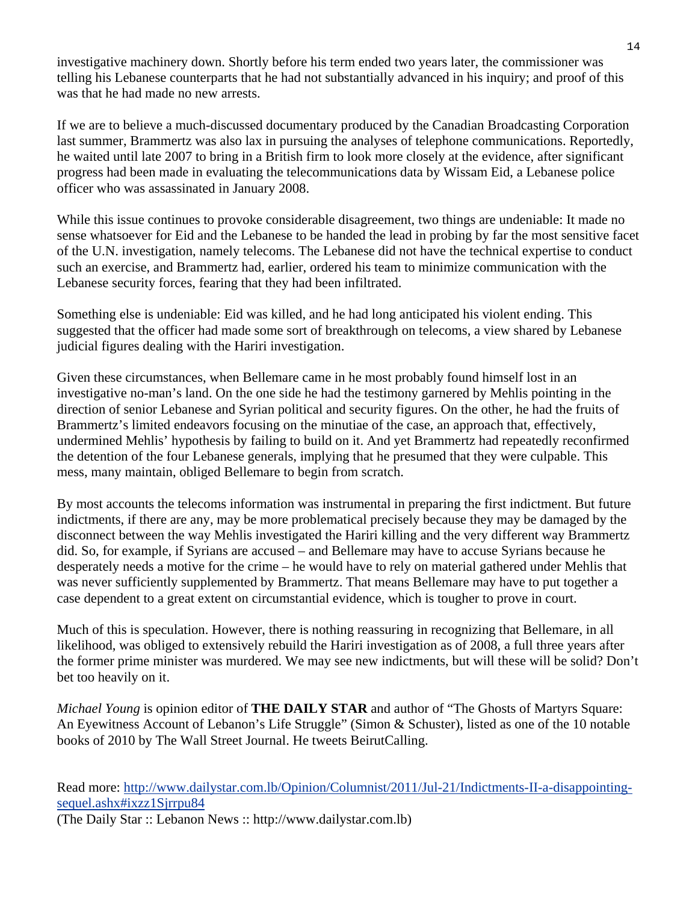investigative machinery down. Shortly before his term ended two years later, the commissioner was telling his Lebanese counterparts that he had not substantially advanced in his inquiry; and proof of this was that he had made no new arrests.

If we are to believe a much-discussed documentary produced by the Canadian Broadcasting Corporation last summer, Brammertz was also lax in pursuing the analyses of telephone communications. Reportedly, he waited until late 2007 to bring in a British firm to look more closely at the evidence, after significant progress had been made in evaluating the telecommunications data by Wissam Eid, a Lebanese police officer who was assassinated in January 2008.

While this issue continues to provoke considerable disagreement, two things are undeniable: It made no sense whatsoever for Eid and the Lebanese to be handed the lead in probing by far the most sensitive facet of the U.N. investigation, namely telecoms. The Lebanese did not have the technical expertise to conduct such an exercise, and Brammertz had, earlier, ordered his team to minimize communication with the Lebanese security forces, fearing that they had been infiltrated.

Something else is undeniable: Eid was killed, and he had long anticipated his violent ending. This suggested that the officer had made some sort of breakthrough on telecoms, a view shared by Lebanese judicial figures dealing with the Hariri investigation.

Given these circumstances, when Bellemare came in he most probably found himself lost in an investigative no-man's land. On the one side he had the testimony garnered by Mehlis pointing in the direction of senior Lebanese and Syrian political and security figures. On the other, he had the fruits of Brammertz's limited endeavors focusing on the minutiae of the case, an approach that, effectively, undermined Mehlis' hypothesis by failing to build on it. And yet Brammertz had repeatedly reconfirmed the detention of the four Lebanese generals, implying that he presumed that they were culpable. This mess, many maintain, obliged Bellemare to begin from scratch.

By most accounts the telecoms information was instrumental in preparing the first indictment. But future indictments, if there are any, may be more problematical precisely because they may be damaged by the disconnect between the way Mehlis investigated the Hariri killing and the very different way Brammertz did. So, for example, if Syrians are accused – and Bellemare may have to accuse Syrians because he desperately needs a motive for the crime – he would have to rely on material gathered under Mehlis that was never sufficiently supplemented by Brammertz. That means Bellemare may have to put together a case dependent to a great extent on circumstantial evidence, which is tougher to prove in court.

Much of this is speculation. However, there is nothing reassuring in recognizing that Bellemare, in all likelihood, was obliged to extensively rebuild the Hariri investigation as of 2008, a full three years after the former prime minister was murdered. We may see new indictments, but will these will be solid? Don't bet too heavily on it.

*Michael Young* is opinion editor of **THE DAILY STAR** and author of "The Ghosts of Martyrs Square: An Eyewitness Account of Lebanon's Life Struggle" (Simon & Schuster), listed as one of the 10 notable books of 2010 by The Wall Street Journal. He tweets BeirutCalling.

Read more: [http://www.dailystar.com.lb/Opinion/Columnist/2011/Jul-21/Indictments-II-a-disappointing-sequel.ashx#ixzz1Sjrrpu84](http://www.dailystar.com.lb/Opinion/Columnist/2011/Jul-21/Indictments-II-a-disappointing-sequel.ashx#ixzz1Sjrrpu84)
(The Daily Star :: Lebanon News :: http://www.dailystar.com.lb)